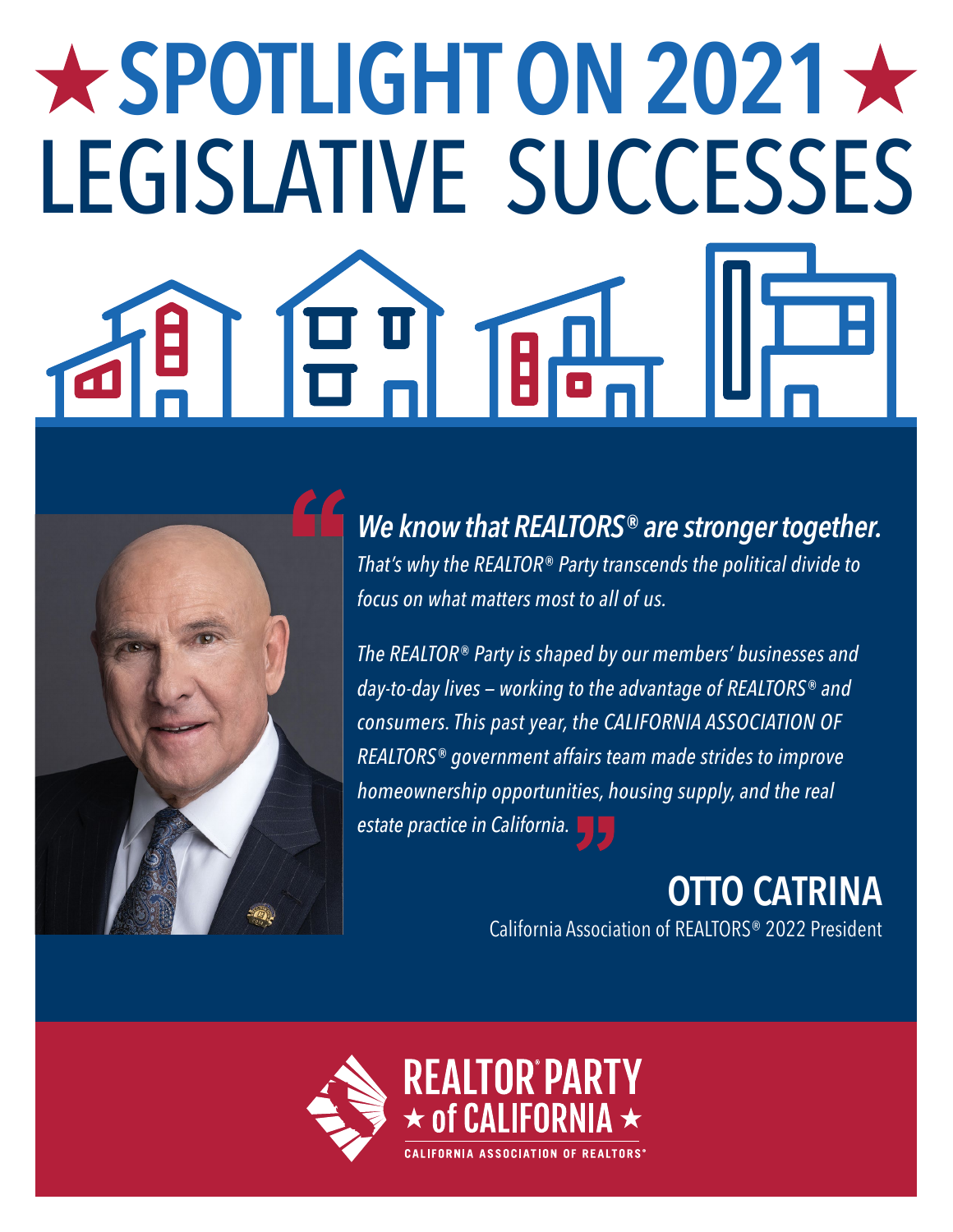# ★ SPOTLIGHT ON 2021 ★
# LEGISLATIVE SUCCESSES

> ***We know that REALTORS® are stronger together.*** *That's why the REALTOR® Party transcends the political divide to focus on what matters most to all of us.*
>
> *The REALTOR® Party is shaped by our members' businesses and day-to-day lives – working to the advantage of REALTORS® and consumers. This past year, the CALIFORNIA ASSOCIATION OF REALTORS® government affairs team made strides to improve homeownership opportunities, housing supply, and the real estate practice in California.*

**OTTO CATRINA**
California Association of REALTORS® 2022 President

REALTOR® PARTY
★ of CALIFORNIA ★
CALIFORNIA ASSOCIATION OF REALTORS®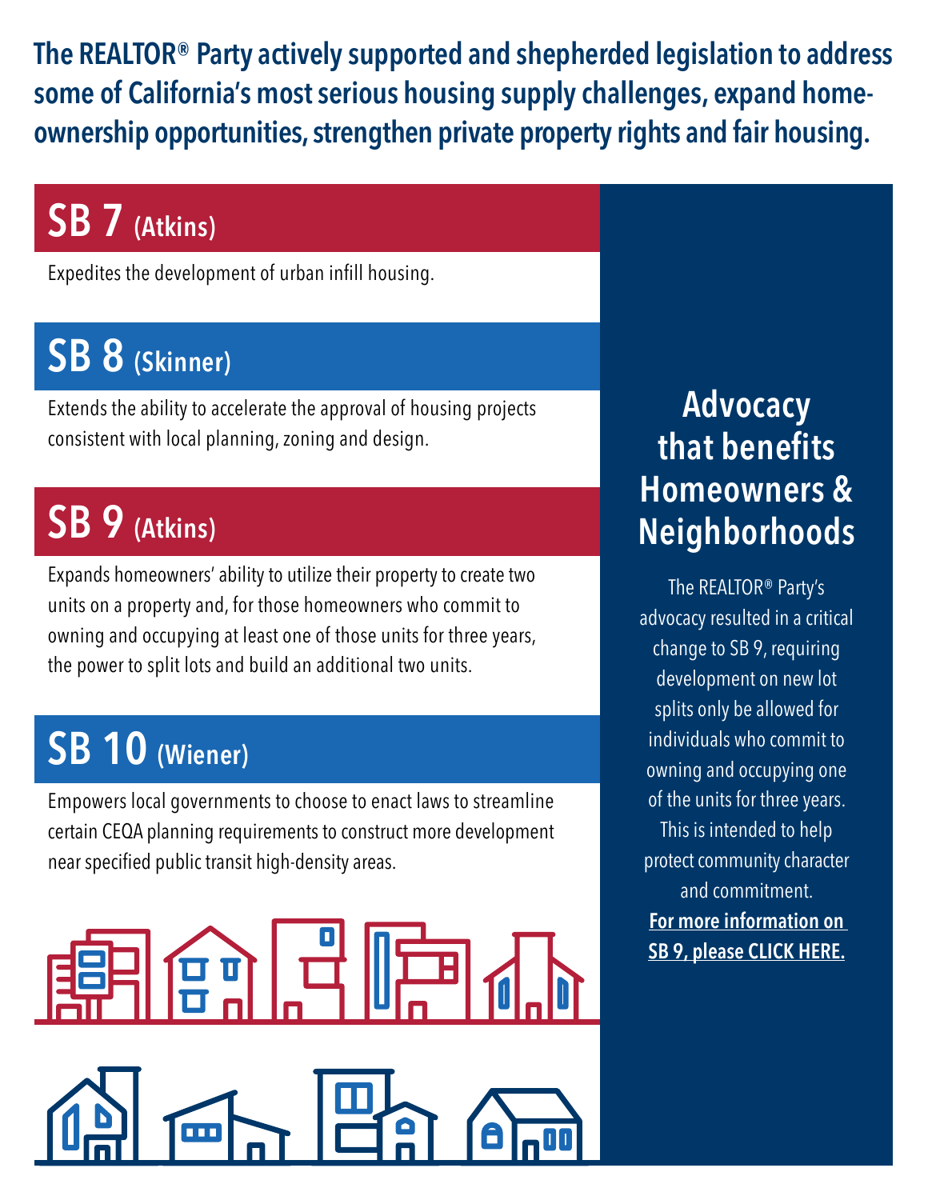**The REALTOR® Party actively supported and shepherded legislation to address some of California's most serious housing supply challenges, expand home-ownership opportunities, strengthen private property rights and fair housing.**

## SB 7 (Atkins)

Expedites the development of urban infill housing.

## SB 8 (Skinner)

Extends the ability to accelerate the approval of housing projects consistent with local planning, zoning and design.

## SB 9 (Atkins)

Expands homeowners' ability to utilize their property to create two units on a property and, for those homeowners who commit to owning and occupying at least one of those units for three years, the power to split lots and build an additional two units.

## SB 10 (Wiener)

Empowers local governments to choose to enact laws to streamline certain CEQA planning requirements to construct more development near specified public transit high-density areas.

## Advocacy that benefits Homeowners & Neighborhoods

The REALTOR® Party's advocacy resulted in a critical change to SB 9, requiring development on new lot splits only be allowed for individuals who commit to owning and occupying one of the units for three years. This is intended to help protect community character and commitment.

**For more information on SB 9, please CLICK HERE.**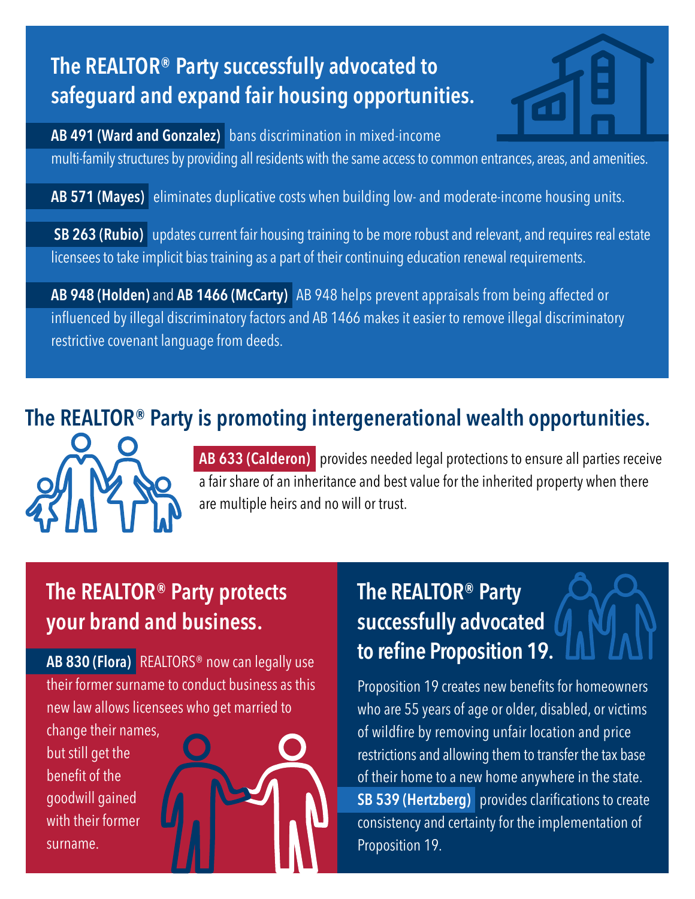## The REALTOR® Party successfully advocated to safeguard and expand fair housing opportunities.

**AB 491 (Ward and Gonzalez)** bans discrimination in mixed-income multi-family structures by providing all residents with the same access to common entrances, areas, and amenities.

**AB 571 (Mayes)** eliminates duplicative costs when building low- and moderate-income housing units.

**SB 263 (Rubio)** updates current fair housing training to be more robust and relevant, and requires real estate licensees to take implicit bias training as a part of their continuing education renewal requirements.

**AB 948 (Holden)** and **AB 1466 (McCarty)** AB 948 helps prevent appraisals from being affected or influenced by illegal discriminatory factors and AB 1466 makes it easier to remove illegal discriminatory restrictive covenant language from deeds.

## The REALTOR® Party is promoting intergenerational wealth opportunities.

**AB 633 (Calderon)** provides needed legal protections to ensure all parties receive a fair share of an inheritance and best value for the inherited property when there are multiple heirs and no will or trust.

## The REALTOR® Party protects your brand and business.

**AB 830 (Flora)** REALTORS® now can legally use their former surname to conduct business as this new law allows licensees who get married to change their names, but still get the benefit of the goodwill gained with their former surname.

## The REALTOR® Party successfully advocated to refine Proposition 19.

Proposition 19 creates new benefits for homeowners who are 55 years of age or older, disabled, or victims of wildfire by removing unfair location and price restrictions and allowing them to transfer the tax base of their home to a new home anywhere in the state. **SB 539 (Hertzberg)** provides clarifications to create consistency and certainty for the implementation of Proposition 19.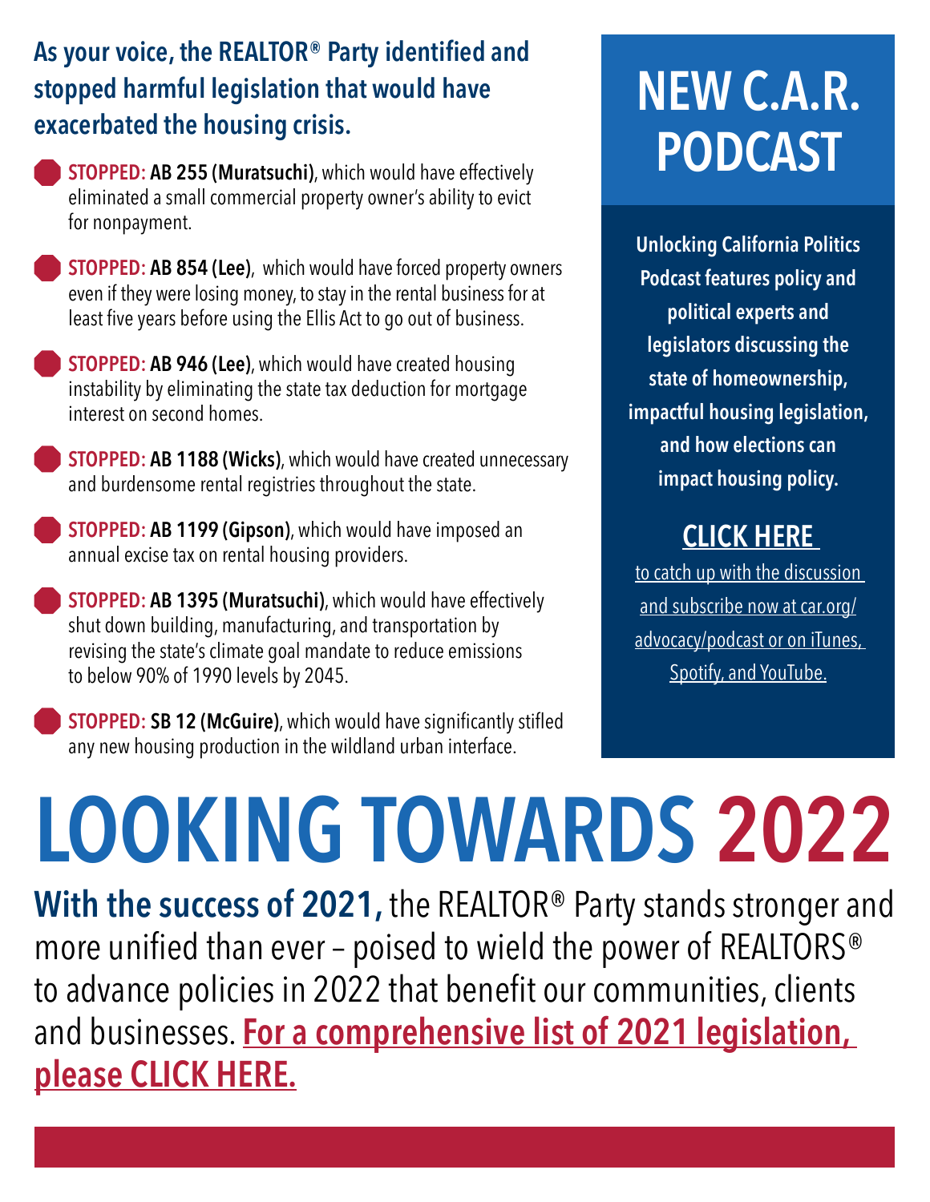**As your voice, the REALTOR® Party identified and stopped harmful legislation that would have exacerbated the housing crisis.**

- **STOPPED: AB 255 (Muratsuchi)**, which would have effectively eliminated a small commercial property owner's ability to evict for nonpayment.
- **STOPPED: AB 854 (Lee)**, which would have forced property owners even if they were losing money, to stay in the rental business for at least five years before using the Ellis Act to go out of business.
- **STOPPED: AB 946 (Lee)**, which would have created housing instability by eliminating the state tax deduction for mortgage interest on second homes.
- **STOPPED: AB 1188 (Wicks)**, which would have created unnecessary and burdensome rental registries throughout the state.
- **STOPPED: AB 1199 (Gipson)**, which would have imposed an annual excise tax on rental housing providers.
- **STOPPED: AB 1395 (Muratsuchi)**, which would have effectively shut down building, manufacturing, and transportation by revising the state's climate goal mandate to reduce emissions to below 90% of 1990 levels by 2045.
- **STOPPED: SB 12 (McGuire)**, which would have significantly stifled any new housing production in the wildland urban interface.

## NEW C.A.R. PODCAST

**Unlocking California Politics Podcast features policy and political experts and legislators discussing the state of homeownership, impactful housing legislation, and how elections can impact housing policy.**

**CLICK HERE**

to catch up with the discussion and subscribe now at car.org/advocacy/podcast or on iTunes, Spotify, and YouTube.

# LOOKING TOWARDS 2022

**With the success of 2021,** the REALTOR® Party stands stronger and more unified than ever – poised to wield the power of REALTORS® to advance policies in 2022 that benefit our communities, clients and businesses. **For a comprehensive list of 2021 legislation, please CLICK HERE.**